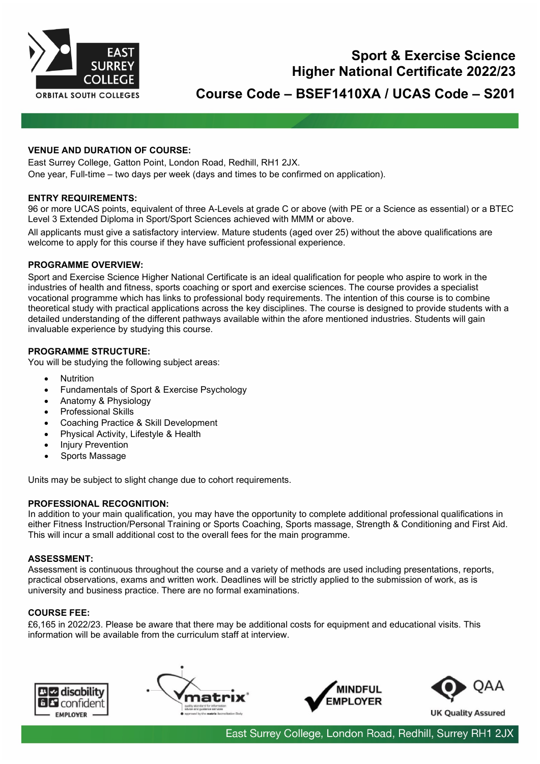# Sport & Exercise Science Higher National Certificate 2022/23

## Course Code – BSEF1410XA / UCAS Code – S201

**VENUE AND DURATION OF COURSE:**

East Surrey College, Gatton Point, London Road, Redhill, RH1 2JX.

One year, Full-time – two days per week (days and times to be confirmed on application).

**ENTRY REQUIREMENTS:**

96 or more UCAS points, equivalent of three A-Levels at grade C or above (with PE or a Science as essential) or a BTEC Level 3 Extended Diploma in Sport/Sport Sciences achieved with MMM or above.

All applicants must give a satisfactory interview. Mature students (aged over 25) without the above qualifications are welcome to apply for this course if they have sufficient professional experience.

**PROGRAMME OVERVIEW:**

Sport and Exercise Science Higher National Certificate is an ideal qualification for people who aspire to work in the industries of health and fitness, sports coaching or sport and exercise sciences. The course provides a specialist vocational programme which has links to professional body requirements. The intention of this course is to combine theoretical study with practical applications across the key disciplines. The course is designed to provide students with a detailed understanding of the different pathways available within the afore mentioned industries. Students will gain invaluable experience by studying this course.

**PROGRAMME STRUCTURE:**

You will be studying the following subject areas:

- Nutrition
- Fundamentals of Sport & Exercise Psychology
- Anatomy & Physiology
- Professional Skills
- Coaching Practice & Skill Development
- Physical Activity, Lifestyle & Health
- Injury Prevention
- Sports Massage

Units may be subject to slight change due to cohort requirements.

**PROFESSIONAL RECOGNITION:**

In addition to your main qualification, you may have the opportunity to complete additional professional qualifications in either Fitness Instruction/Personal Training or Sports Coaching, Sports massage, Strength & Conditioning and First Aid. This will incur a small additional cost to the overall fees for the main programme.

**ASSESSMENT:**

Assessment is continuous throughout the course and a variety of methods are used including presentations, reports, practical observations, exams and written work. Deadlines will be strictly applied to the submission of work, as is university and business practice. There are no formal examinations.

**COURSE FEE:**

£6,165 in 2022/23. Please be aware that there may be additional costs for equipment and educational visits. This information will be available from the curriculum staff at interview.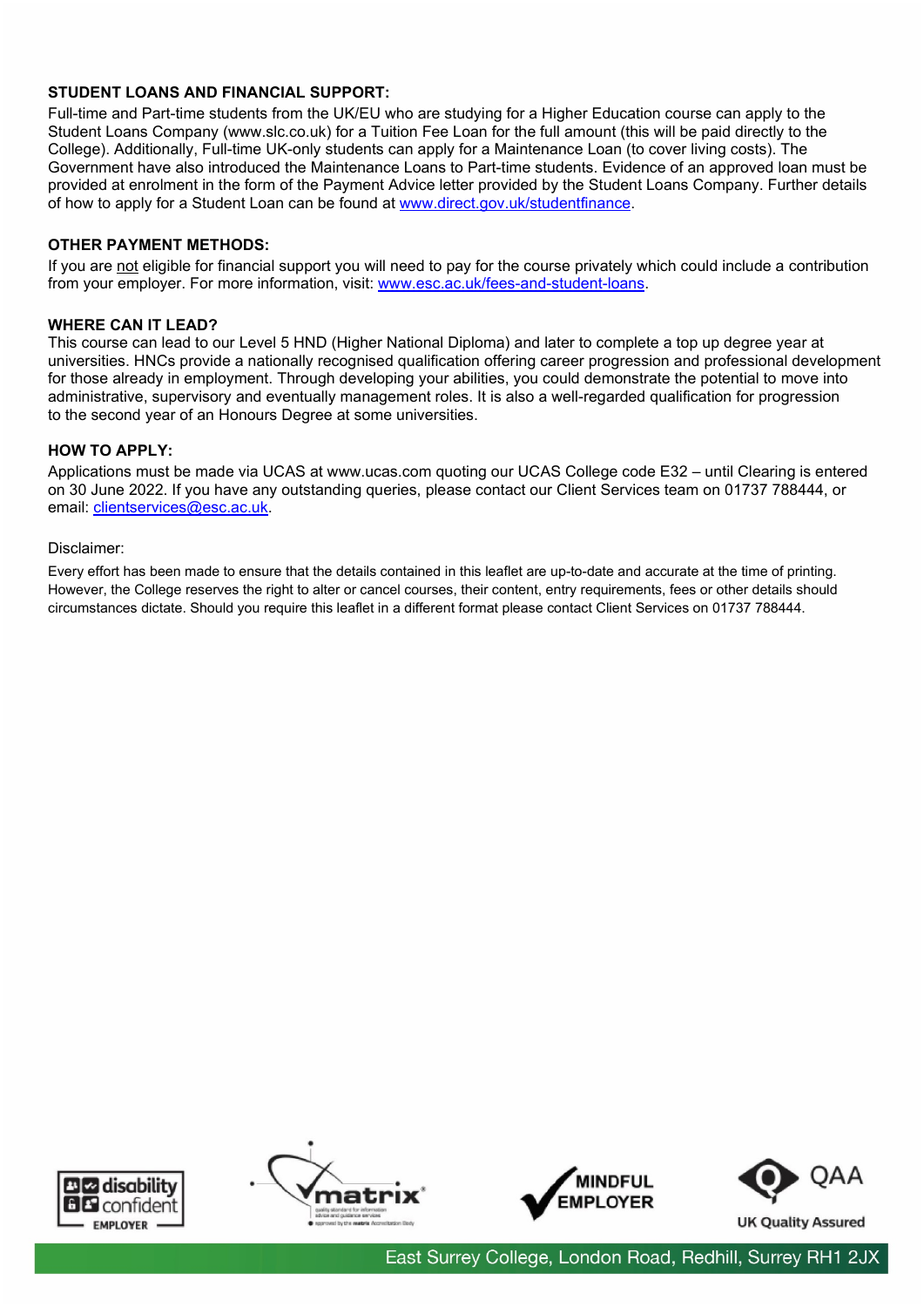**STUDENT LOANS AND FINANCIAL SUPPORT:**
Full-time and Part-time students from the UK/EU who are studying for a Higher Education course can apply to the Student Loans Company (www.slc.co.uk) for a Tuition Fee Loan for the full amount (this will be paid directly to the College). Additionally, Full-time UK-only students can apply for a Maintenance Loan (to cover living costs). The Government have also introduced the Maintenance Loans to Part-time students. Evidence of an approved loan must be provided at enrolment in the form of the Payment Advice letter provided by the Student Loans Company. Further details of how to apply for a Student Loan can be found at www.direct.gov.uk/studentfinance.

**OTHER PAYMENT METHODS:**
If you are not eligible for financial support you will need to pay for the course privately which could include a contribution from your employer. For more information, visit: www.esc.ac.uk/fees-and-student-loans.

**WHERE CAN IT LEAD?**
This course can lead to our Level 5 HND (Higher National Diploma) and later to complete a top up degree year at universities. HNCs provide a nationally recognised qualification offering career progression and professional development for those already in employment. Through developing your abilities, you could demonstrate the potential to move into administrative, supervisory and eventually management roles. It is also a well-regarded qualification for progression to the second year of an Honours Degree at some universities.

**HOW TO APPLY:**
Applications must be made via UCAS at www.ucas.com quoting our UCAS College code E32 – until Clearing is entered on 30 June 2022. If you have any outstanding queries, please contact our Client Services team on 01737 788444, or email: clientservices@esc.ac.uk.

Disclaimer:

Every effort has been made to ensure that the details contained in this leaflet are up-to-date and accurate at the time of printing. However, the College reserves the right to alter or cancel courses, their content, entry requirements, fees or other details should circumstances dictate. Should you require this leaflet in a different format please contact Client Services on 01737 788444.

East Surrey College, London Road, Redhill, Surrey RH1 2JX